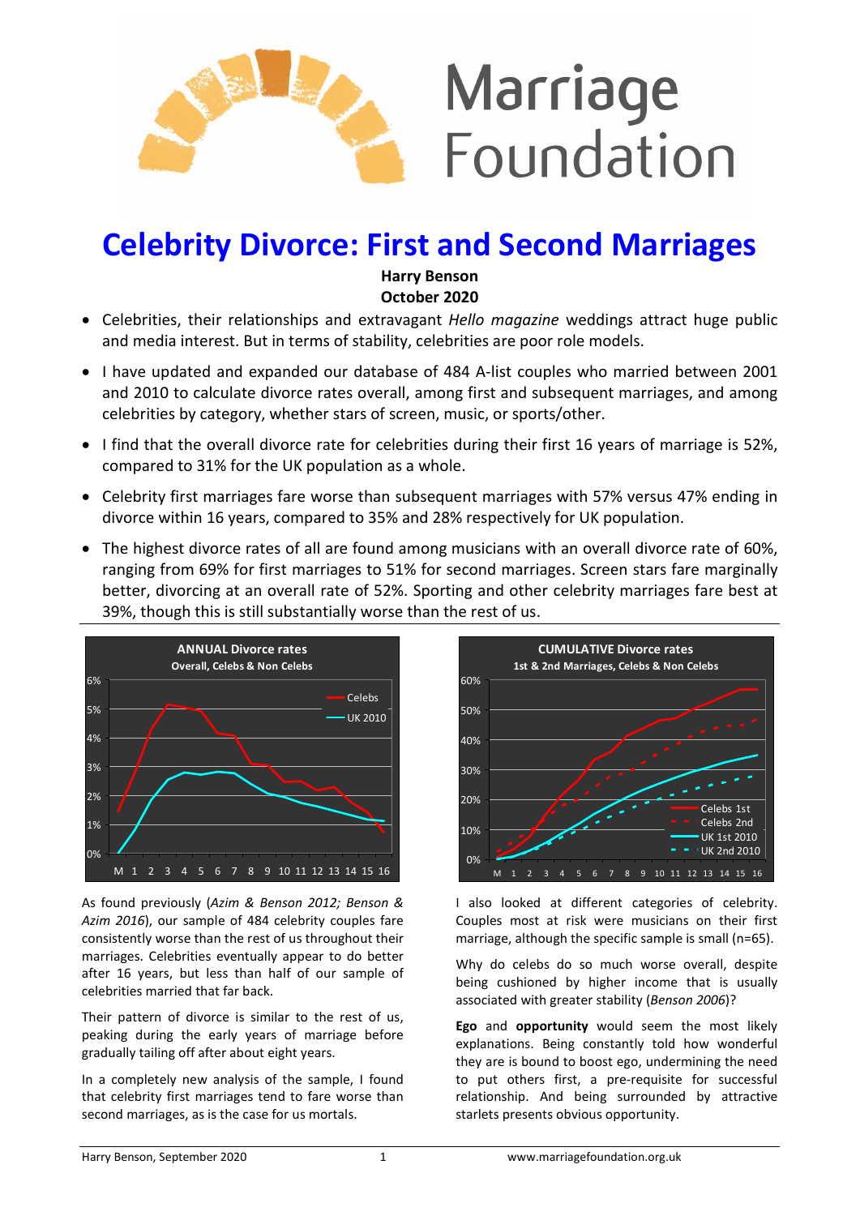Marriage Foundation

# Celebrity Divorce: First and Second Marriages

**Harry Benson**
**October 2020**

- Celebrities, their relationships and extravagant *Hello magazine* weddings attract huge public and media interest. But in terms of stability, celebrities are poor role models.
- I have updated and expanded our database of 484 A-list couples who married between 2001 and 2010 to calculate divorce rates overall, among first and subsequent marriages, and among celebrities by category, whether stars of screen, music, or sports/other.
- I find that the overall divorce rate for celebrities during their first 16 years of marriage is 52%, compared to 31% for the UK population as a whole.
- Celebrity first marriages fare worse than subsequent marriages with 57% versus 47% ending in divorce within 16 years, compared to 35% and 28% respectively for UK population.
- The highest divorce rates of all are found among musicians with an overall divorce rate of 60%, ranging from 69% for first marriages to 51% for second marriages. Screen stars fare marginally better, divorcing at an overall rate of 52%. Sporting and other celebrity marriages fare best at 39%, though this is still substantially worse than the rest of us.

**ANNUAL Divorce rates**
Overall, Celebs & Non Celebs

**CUMULATIVE Divorce rates**
1st & 2nd Marriages, Celebs & Non Celebs

As found previously (*Azim & Benson 2012; Benson & Azim 2016*), our sample of 484 celebrity couples fare consistently worse than the rest of us throughout their marriages. Celebrities eventually appear to do better after 16 years, but less than half of our sample of celebrities married that far back.

Their pattern of divorce is similar to the rest of us, peaking during the early years of marriage before gradually tailing off after about eight years.

In a completely new analysis of the sample, I found that celebrity first marriages tend to fare worse than second marriages, as is the case for us mortals.

I also looked at different categories of celebrity. Couples most at risk were musicians on their first marriage, although the specific sample is small (n=65).

Why do celebs do so much worse overall, despite being cushioned by higher income that is usually associated with greater stability (*Benson 2006*)?

**Ego** and **opportunity** would seem the most likely explanations. Being constantly told how wonderful they are is bound to boost ego, undermining the need to put others first, a pre-requisite for successful relationship. And being surrounded by attractive starlets presents obvious opportunity.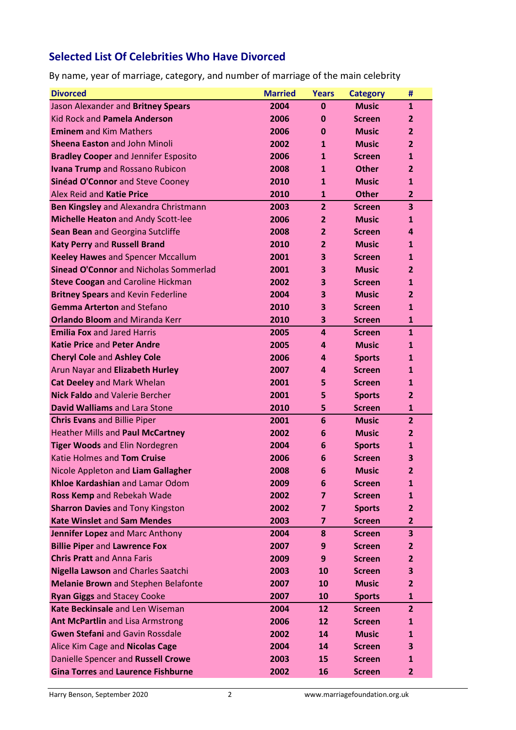## Selected List Of Celebrities Who Have Divorced

By name, year of marriage, category, and number of marriage of the main celebrity

| Divorced | Married | Years | Category | # |
|---|---|---|---|---|
| Jason Alexander and **Britney Spears** | 2004 | 0 | Music | 1 |
| Kid Rock and **Pamela Anderson** | 2006 | 0 | Screen | 2 |
| **Eminem** and Kim Mathers | 2006 | 0 | Music | 2 |
| **Sheena Easton** and John Minoli | 2002 | 1 | Music | 2 |
| **Bradley Cooper** and Jennifer Esposito | 2006 | 1 | Screen | 1 |
| **Ivana Trump** and Rossano Rubicon | 2008 | 1 | Other | 2 |
| **Sinéad O'Connor** and Steve Cooney | 2010 | 1 | Music | 1 |
| Alex Reid and **Katie Price** | 2010 | 1 | Other | 2 |
| **Ben Kingsley** and Alexandra Christmann | 2003 | 2 | Screen | 3 |
| **Michelle Heaton** and Andy Scott-lee | 2006 | 2 | Music | 1 |
| **Sean Bean** and Georgina Sutcliffe | 2008 | 2 | Screen | 4 |
| **Katy Perry** and **Russell Brand** | 2010 | 2 | Music | 1 |
| **Keeley Hawes** and Spencer Mccallum | 2001 | 3 | Screen | 1 |
| **Sinead O'Connor** and Nicholas Sommerlad | 2001 | 3 | Music | 2 |
| **Steve Coogan** and Caroline Hickman | 2002 | 3 | Screen | 1 |
| **Britney Spears** and Kevin Federline | 2004 | 3 | Music | 2 |
| **Gemma Arterton** and Stefano | 2010 | 3 | Screen | 1 |
| **Orlando Bloom** and Miranda Kerr | 2010 | 3 | Screen | 1 |
| **Emilia Fox** and Jared Harris | 2005 | 4 | Screen | 1 |
| **Katie Price** and **Peter Andre** | 2005 | 4 | Music | 1 |
| **Cheryl Cole** and **Ashley Cole** | 2006 | 4 | Sports | 1 |
| Arun Nayar and **Elizabeth Hurley** | 2007 | 4 | Screen | 1 |
| **Cat Deeley** and Mark Whelan | 2001 | 5 | Screen | 1 |
| **Nick Faldo** and Valerie Bercher | 2001 | 5 | Sports | 2 |
| **David Walliams** and Lara Stone | 2010 | 5 | Screen | 1 |
| **Chris Evans** and Billie Piper | 2001 | 6 | Music | 2 |
| Heather Mills and **Paul McCartney** | 2002 | 6 | Music | 2 |
| **Tiger Woods** and Elin Nordegren | 2004 | 6 | Sports | 1 |
| Katie Holmes and **Tom Cruise** | 2006 | 6 | Screen | 3 |
| Nicole Appleton and **Liam Gallagher** | 2008 | 6 | Music | 2 |
| **Khloe Kardashian** and Lamar Odom | 2009 | 6 | Screen | 1 |
| **Ross Kemp** and Rebekah Wade | 2002 | 7 | Screen | 1 |
| **Sharron Davies** and Tony Kingston | 2002 | 7 | Sports | 2 |
| **Kate Winslet** and **Sam Mendes** | 2003 | 7 | Screen | 2 |
| **Jennifer Lopez** and Marc Anthony | 2004 | 8 | Screen | 3 |
| **Billie Piper** and **Lawrence Fox** | 2007 | 9 | Screen | 2 |
| **Chris Pratt** and Anna Faris | 2009 | 9 | Screen | 2 |
| **Nigella Lawson** and Charles Saatchi | 2003 | 10 | Screen | 3 |
| **Melanie Brown** and Stephen Belafonte | 2007 | 10 | Music | 2 |
| **Ryan Giggs** and Stacey Cooke | 2007 | 10 | Sports | 1 |
| **Kate Beckinsale** and Len Wiseman | 2004 | 12 | Screen | 2 |
| **Ant McPartlin** and Lisa Armstrong | 2006 | 12 | Screen | 1 |
| **Gwen Stefani** and Gavin Rossdale | 2002 | 14 | Music | 1 |
| Alice Kim Cage and **Nicolas Cage** | 2004 | 14 | Screen | 3 |
| Danielle Spencer and **Russell Crowe** | 2003 | 15 | Screen | 1 |
| **Gina Torres** and **Laurence Fishburne** | 2002 | 16 | Screen | 2 |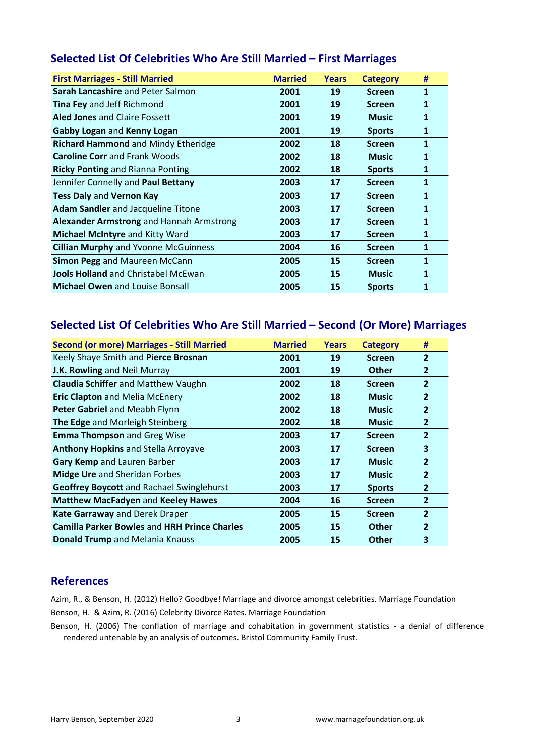## Selected List Of Celebrities Who Are Still Married – First Marriages

| First Marriages - Still Married | Married | Years | Category | # |
|---|---|---|---|---|
| **Sarah Lancashire** and Peter Salmon | 2001 | 19 | Screen | 1 |
| **Tina Fey** and Jeff Richmond | 2001 | 19 | Screen | 1 |
| **Aled Jones** and Claire Fossett | 2001 | 19 | Music | 1 |
| **Gabby Logan** and **Kenny Logan** | 2001 | 19 | Sports | 1 |
| **Richard Hammond** and Mindy Etheridge | 2002 | 18 | Screen | 1 |
| **Caroline Corr** and Frank Woods | 2002 | 18 | Music | 1 |
| **Ricky Ponting** and Rianna Ponting | 2002 | 18 | Sports | 1 |
| Jennifer Connelly and **Paul Bettany** | 2003 | 17 | Screen | 1 |
| **Tess Daly** and **Vernon Kay** | 2003 | 17 | Screen | 1 |
| **Adam Sandler** and Jacqueline Titone | 2003 | 17 | Screen | 1 |
| **Alexander Armstrong** and Hannah Armstrong | 2003 | 17 | Screen | 1 |
| **Michael McIntyre** and Kitty Ward | 2003 | 17 | Screen | 1 |
| **Cillian Murphy** and Yvonne McGuinness | 2004 | 16 | Screen | 1 |
| **Simon Pegg** and Maureen McCann | 2005 | 15 | Screen | 1 |
| **Jools Holland** and Christabel McEwan | 2005 | 15 | Music | 1 |
| **Michael Owen** and Louise Bonsall | 2005 | 15 | Sports | 1 |

## Selected List Of Celebrities Who Are Still Married – Second (Or More) Marriages

| Second (or more) Marriages - Still Married | Married | Years | Category | # |
|---|---|---|---|---|
| Keely Shaye Smith and **Pierce Brosnan** | 2001 | 19 | Screen | 2 |
| **J.K. Rowling** and Neil Murray | 2001 | 19 | Other | 2 |
| **Claudia Schiffer** and Matthew Vaughn | 2002 | 18 | Screen | 2 |
| **Eric Clapton** and Melia McEnery | 2002 | 18 | Music | 2 |
| **Peter Gabriel** and Meabh Flynn | 2002 | 18 | Music | 2 |
| **The Edge** and Morleigh Steinberg | 2002 | 18 | Music | 2 |
| **Emma Thompson** and Greg Wise | 2003 | 17 | Screen | 2 |
| **Anthony Hopkins** and Stella Arroyave | 2003 | 17 | Screen | 3 |
| **Gary Kemp** and Lauren Barber | 2003 | 17 | Music | 2 |
| **Midge Ure** and Sheridan Forbes | 2003 | 17 | Music | 2 |
| **Geoffrey Boycott** and Rachael Swinglehurst | 2003 | 17 | Sports | 2 |
| **Matthew MacFadyen** and **Keeley Hawes** | 2004 | 16 | Screen | 2 |
| **Kate Garraway** and Derek Draper | 2005 | 15 | Screen | 2 |
| **Camilla Parker Bowles** and **HRH Prince Charles** | 2005 | 15 | Other | 2 |
| **Donald Trump** and Melania Knauss | 2005 | 15 | Other | 3 |

## References

Azim, R., & Benson, H. (2012) Hello? Goodbye! Marriage and divorce amongst celebrities. Marriage Foundation

Benson, H. & Azim, R. (2016) Celebrity Divorce Rates. Marriage Foundation

Benson, H. (2006) The conflation of marriage and cohabitation in government statistics - a denial of difference rendered untenable by an analysis of outcomes. Bristol Community Family Trust.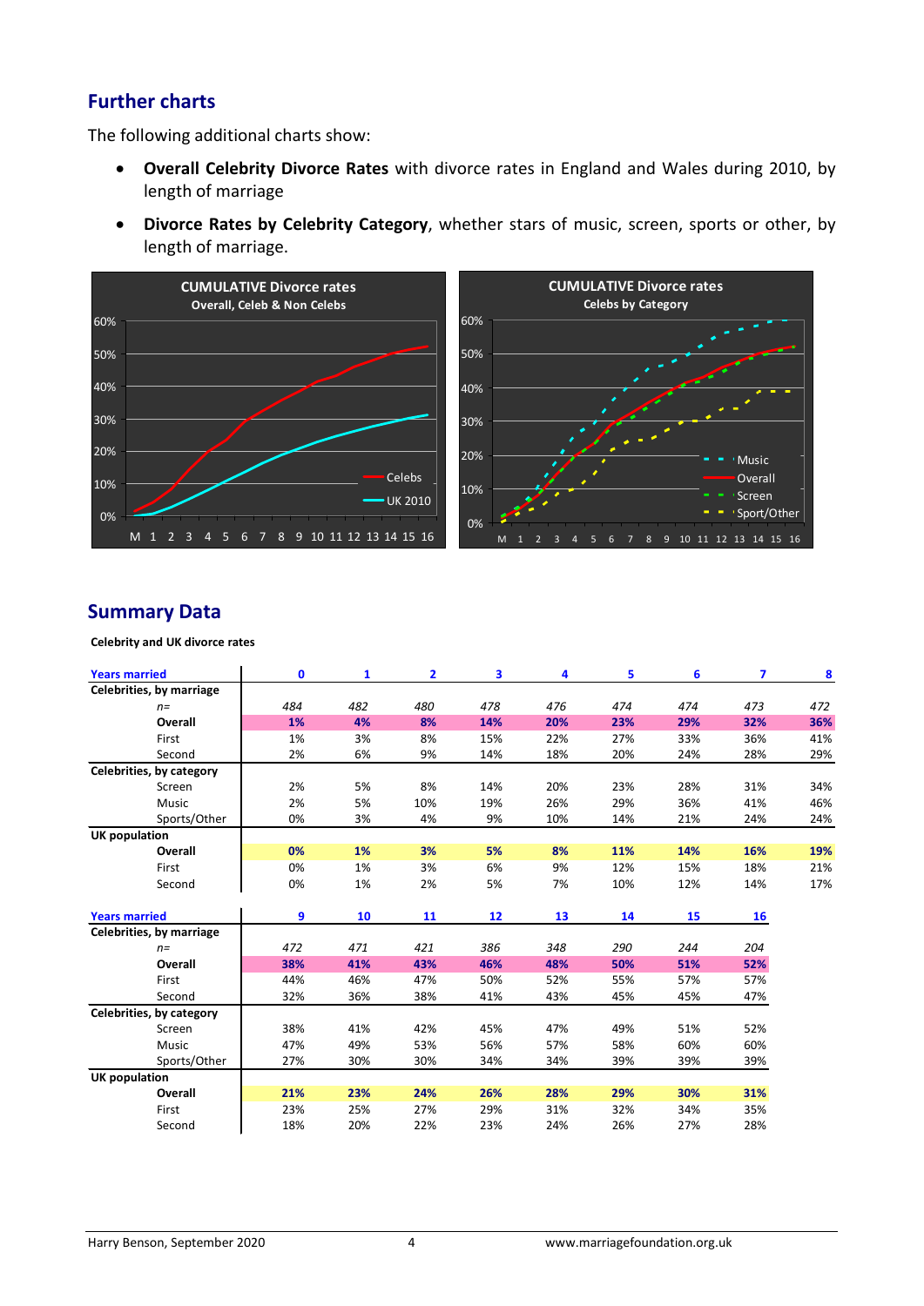## Further charts

The following additional charts show:

- **Overall Celebrity Divorce Rates** with divorce rates in England and Wales during 2010, by length of marriage
- **Divorce Rates by Celebrity Category**, whether stars of music, screen, sports or other, by length of marriage.

CUMULATIVE Divorce rates
Overall, Celeb & Non Celebs

60%
50%
40%
30%
20%
10%
0%
M 1 2 3 4 5 6 7 8 9 10 11 12 13 14 15 16
Celebs
UK 2010

CUMULATIVE Divorce rates
Celebs by Category

60%
50%
40%
30%
20%
10%
0%
M 1 2 3 4 5 6 7 8 9 10 11 12 13 14 15 16
Music
Overall
Screen
Sport/Other

## Summary Data

**Celebrity and UK divorce rates**

| Years married | 0 | 1 | 2 | 3 | 4 | 5 | 6 | 7 | 8 |
|---|---|---|---|---|---|---|---|---|---|
| **Celebrities, by marriage** | | | | | | | | | |
| *n=* | *484* | *482* | *480* | *478* | *476* | *474* | *474* | *473* | *472* |
| **Overall** | **1%** | **4%** | **8%** | **14%** | **20%** | **23%** | **29%** | **32%** | **36%** |
| First | 1% | 3% | 8% | 15% | 22% | 27% | 33% | 36% | 41% |
| Second | 2% | 6% | 9% | 14% | 18% | 20% | 24% | 28% | 29% |
| **Celebrities, by category** | | | | | | | | | |
| Screen | 2% | 5% | 8% | 14% | 20% | 23% | 28% | 31% | 34% |
| Music | 2% | 5% | 10% | 19% | 26% | 29% | 36% | 41% | 46% |
| Sports/Other | 0% | 3% | 4% | 9% | 10% | 14% | 21% | 24% | 24% |
| **UK population** | | | | | | | | | |
| **Overall** | **0%** | **1%** | **3%** | **5%** | **8%** | **11%** | **14%** | **16%** | **19%** |
| First | 0% | 1% | 3% | 6% | 9% | 12% | 15% | 18% | 21% |
| Second | 0% | 1% | 2% | 5% | 7% | 10% | 12% | 14% | 17% |

| Years married | 9 | 10 | 11 | 12 | 13 | 14 | 15 | 16 |
|---|---|---|---|---|---|---|---|---|
| **Celebrities, by marriage** | | | | | | | | |
| *n=* | *472* | *471* | *421* | *386* | *348* | *290* | *244* | *204* |
| **Overall** | **38%** | **41%** | **43%** | **46%** | **48%** | **50%** | **51%** | **52%** |
| First | 44% | 46% | 47% | 50% | 52% | 55% | 57% | 57% |
| Second | 32% | 36% | 38% | 41% | 43% | 45% | 45% | 47% |
| **Celebrities, by category** | | | | | | | | |
| Screen | 38% | 41% | 42% | 45% | 47% | 49% | 51% | 52% |
| Music | 47% | 49% | 53% | 56% | 57% | 58% | 60% | 60% |
| Sports/Other | 27% | 30% | 30% | 34% | 34% | 39% | 39% | 39% |
| **UK population** | | | | | | | | |
| **Overall** | **21%** | **23%** | **24%** | **26%** | **28%** | **29%** | **30%** | **31%** |
| First | 23% | 25% | 27% | 29% | 31% | 32% | 34% | 35% |
| Second | 18% | 20% | 22% | 23% | 24% | 26% | 27% | 28% |